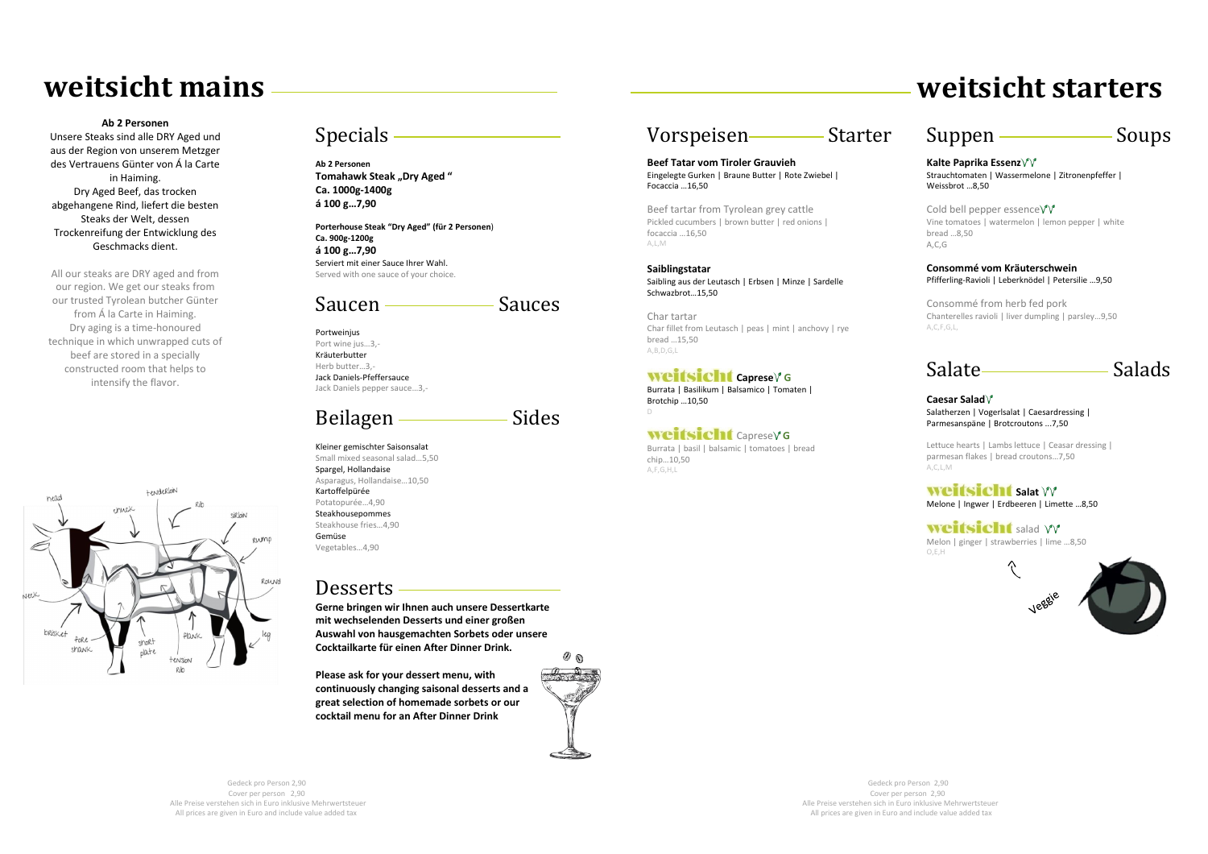# weitsicht mains

**Ab 2 Personen**

Unsere Steaks sind alle DRY Aged und aus der Region von unserem Metzger des Vertrauens Günter von Á la Carte in Haiming.
Dry Aged Beef, das trocken abgehangene Rind, liefert die besten Steaks der Welt, dessen Trockenreifung der Entwicklung des Geschmacks dient.

All our steaks are DRY aged and from our region. We get our steaks from our trusted Tyrolean butcher Günter from Á la Carte in Haiming.
Dry aging is a time-honoured technique in which unwrapped cuts of beef are stored in a specially constructed room that helps to intensify the flavor.

## Specials

**Ab 2 Personen**
**Tomahawk Steak „Dry Aged "**
**Ca. 1000g-1400g**
**á 100 g…7,90**

**Porterhouse Steak "Dry Aged" (für 2 Personen)**
**Ca. 900g-1200g**
**á 100 g…7,90**
Serviert mit einer Sauce Ihrer Wahl.
Served with one sauce of your choice.

## Saucen — Sauces

Portweinjus
Port wine jus…3,-
Kräuterbutter
Herb butter…3,-
Jack Daniels-Pfeffersauce
Jack Daniels pepper sauce…3,-

## Beilagen — Sides

Kleiner gemischter Saisonsalat
Small mixed seasonal salad…5,50
Spargel, Hollandaise
Asparagus, Hollandaise…10,50
Kartoffelpürée
Potatopurée…4,90
Steakhousepommes
Steakhouse fries…4,90
Gemüse
Vegetables…4,90

## Desserts

**Gerne bringen wir Ihnen auch unsere Dessertkarte mit wechselenden Desserts und einer großen Auswahl von hausgemachten Sorbets oder unsere Cocktailkarte für einen After Dinner Drink.**

**Please ask for your dessert menu, with continuously changing saisonal desserts and a great selection of homemade sorbets or our cocktail menu for an After Dinner Drink**

Gedeck pro Person 2,90
Cover per person 2,90
Alle Preise verstehen sich in Euro inklusive Mehrwertsteuer
All prices are given in Euro and include value added tax

# weitsicht starters

## Vorspeisen — Starter

**Beef Tatar vom Tiroler Grauvieh**
Eingelegte Gurken | Braune Butter | Rote Zwiebel | Focaccia …16,50

Beef tartar from Tyrolean grey cattle
Pickled cucumbers | brown butter | red onions | focaccia …16,50
A,L,M

**Saiblingstatar**
Saibling aus der Leutasch | Erbsen | Minze | Sardelle Schwazbrot…15,50

Char tartar
Char fillet from Leutasch | peas | mint | anchovy | rye bread …15,50
A,B,D,G,L

**weitsicht Caprese** G
Burrata | Basilikum | Balsamico | Tomaten | Brotchip …10,50
D

weitsicht Caprese G
Burrata | basil | balsamic | tomatoes | bread chip…10,50
A,F,G,H,L

## Suppen — Soups

**Kalte Paprika Essenz**
Strauchtomaten | Wassermelone | Zitronenpfeffer | Weissbrot …8,50

Cold bell pepper essence
Vine tomatoes | watermelon | lemon pepper | white bread …8,50
A,C,G

**Consommé vom Kräuterschwein**
Pfifferling-Ravioli | Leberknödel | Petersilie …9,50

Consommé from herb fed pork
Chanterelles ravioli | liver dumpling | parsley…9,50
A,C,F,G,L

## Salate — Salads

**Caesar Salad**
Salatherzen | Vogerlsalat | Caesardressing | Parmesanspäne | Brotcroutons …7,50

Lettuce hearts | Lambs lettuce | Ceasar dressing | parmesan flakes | bread croutons…7,50
A,C,L,M

**weitsicht Salat**
Melone | Ingwer | Erdbeeren | Limette …8,50

weitsicht salad
Melon | ginger | strawberries | lime …8,50
O,E,H

Veggie

Gedeck pro Person 2,90
Cover per person 2,90
Alle Preise verstehen sich in Euro inklusive Mehrwertsteuer
All prices are given in Euro and include value added tax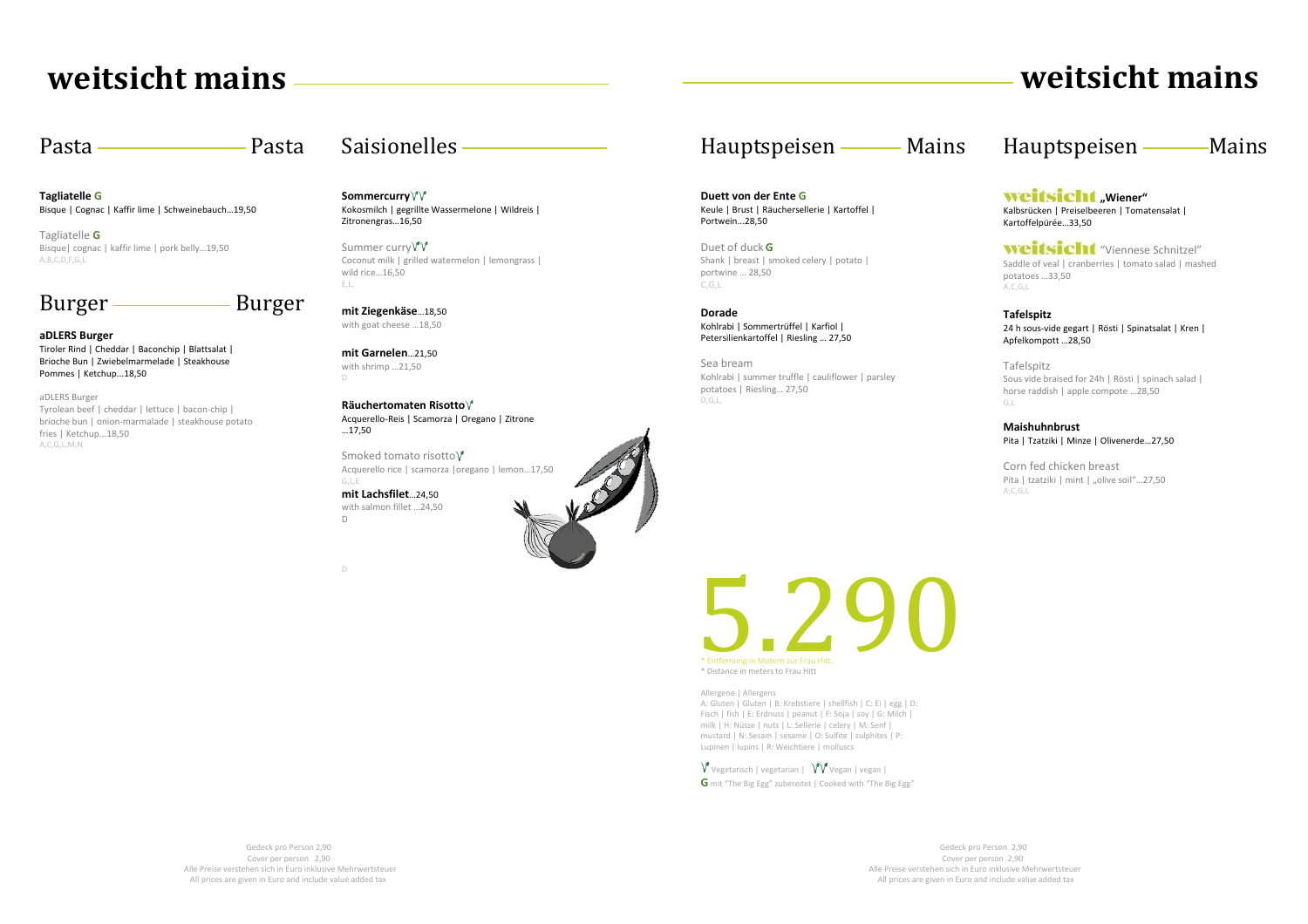# weitsicht mains

## Pasta — Pasta

**Tagliatelle G**
Bisque | Cognac | Kaffir lime | Schweinebauch…19,50

Tagliatelle **G**
Bisque| cognac | kaffir lime | pork belly…19,50
A,B,C,D,F,G,L

## Burger — Burger

**aDLERS Burger**
Tiroler Rind | Cheddar | Baconchip | Blattsalat | Brioche Bun | Zwiebelmarmelade | Steakhouse Pommes | Ketchup…18,50

aDLERS Burger
Tyrolean beef | cheddar | lettuce | bacon-chip | brioche bun | onion-marmalade | steakhouse potato fries | Ketchup…18,50
A,C,G,L,M,N

## Saisionelles

**Sommercurry**
Kokosmilch | gegrillte Wassermelone | Wildreis | Zitronengras…16,50

Summer curry
Coconut milk | grilled watermelon | lemongrass | wild rice…16,50
E,L,

**mit Ziegenkäse**…18,50
with goat cheese …18,50

**mit Garnelen**…21,50
with shrimp …21,50
D

**Räuchertomaten Risotto**
Acquerello-Reis | Scamorza | Oregano | Zitrone …17,50

Smoked tomato risotto
Acquerello rice | scamorza |oregano | lemon…17,50
G,L,E

**mit Lachsfilet**…24,50
with salmon fillet …24,50
D

D

# weitsicht mains

## Hauptspeisen — Mains

**Duett von der Ente G**
Keule | Brust | Räuchersellerie | Kartoffel | Portwein…28,50

Duet of duck **G**
Shank | breast | smoked celery | potato | portwine … 28,50
C,G,L

**Dorade**
Kohlrabi | Sommertrüffel | Karfiol | Petersilienkartoffel | Riesling … 27,50

Sea bream
Kohlrabi | summer truffle | cauliflower | parsley potatoes | Riesling… 27,50
D,G,L,

## Hauptspeisen — Mains

**weitsicht „Wiener"**
Kalbsrücken | Preiselbeeren | Tomatensalat | Kartoffelpürée…33,50

weitsicht "Viennese Schnitzel"
Saddle of veal | cranberries | tomato salad | mashed potatoes …33,50
A,C,G,L

**Tafelspitz**
24 h sous-vide gegart | Rösti | Spinatsalat | Kren | Apfelkompott …28,50

Tafelspitz
Sous vide braised for 24h | Rösti | spinach salad | horse raddish | apple compote …28,50
G,L

**Maishuhnbrust**
Pita | Tzatziki | Minze | Olivenerde…27,50

Corn fed chicken breast
Pita | tzatziki | mint | „olive soil"…27,50
A,C,G,L

5.290
* Entfernung in Metern zur Frau Hitt
* Distance in meters to Frau Hitt

Allergene | Allergens
A: Gluten | Gluten | B: Krebstiere | shellfish | C: Ei | egg | D: Fisch | fish | E: Erdnuss | peanut | F: Soja | soy | G: Milch | milk | H: Nüsse | nuts | L: Sellerie | celery | M: Senf | mustard | N: Sesam | sesame | O: Sulfite | sulphites | P: Lupinen | lupins | R: Weichtiere | molluscs

Vegetarisch | vegetarian | Vegan | vegan |
**G** mit "The Big Egg" zubereitet | Cooked with "The Big Egg"

Gedeck pro Person 2,90
Cover per person 2,90
Alle Preise verstehen sich in Euro inklusive Mehrwertsteuer
All prices are given in Euro and include value added tax